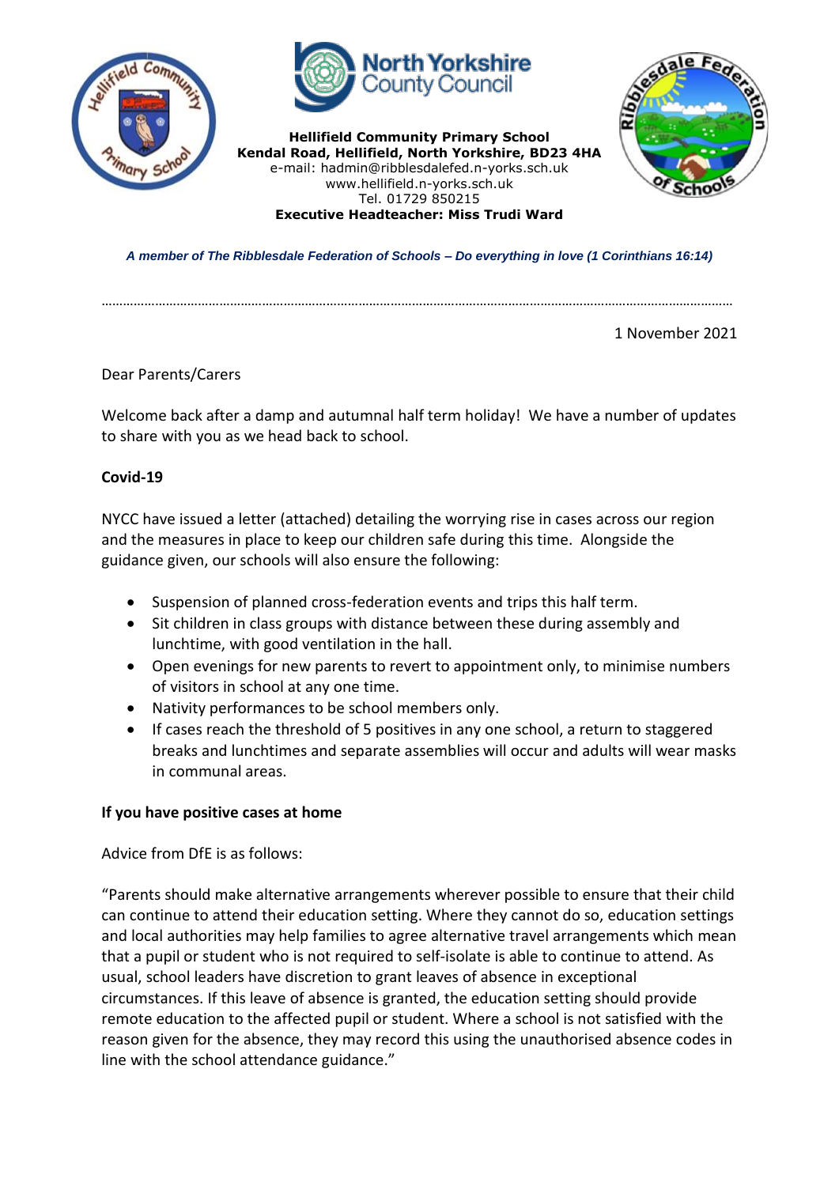**Hellifield Community Primary School**
**Kendal Road, Hellifield, North Yorkshire, BD23 4HA**
e-mail: hadmin@ribblesdalefed.n-yorks.sch.uk
www.hellifield.n-yorks.sch.uk
Tel. 01729 850215
**Executive Headteacher: Miss Trudi Ward**

***A member of The Ribblesdale Federation of Schools – Do everything in love (1 Corinthians 16:14)***

---

1 November 2021

Dear Parents/Carers

Welcome back after a damp and autumnal half term holiday! We have a number of updates to share with you as we head back to school.

**Covid-19**

NYCC have issued a letter (attached) detailing the worrying rise in cases across our region and the measures in place to keep our children safe during this time. Alongside the guidance given, our schools will also ensure the following:

- Suspension of planned cross-federation events and trips this half term.
- Sit children in class groups with distance between these during assembly and lunchtime, with good ventilation in the hall.
- Open evenings for new parents to revert to appointment only, to minimise numbers of visitors in school at any one time.
- Nativity performances to be school members only.
- If cases reach the threshold of 5 positives in any one school, a return to staggered breaks and lunchtimes and separate assemblies will occur and adults will wear masks in communal areas.

**If you have positive cases at home**

Advice from DfE is as follows:

"Parents should make alternative arrangements wherever possible to ensure that their child can continue to attend their education setting. Where they cannot do so, education settings and local authorities may help families to agree alternative travel arrangements which mean that a pupil or student who is not required to self-isolate is able to continue to attend. As usual, school leaders have discretion to grant leaves of absence in exceptional circumstances. If this leave of absence is granted, the education setting should provide remote education to the affected pupil or student. Where a school is not satisfied with the reason given for the absence, they may record this using the unauthorised absence codes in line with the school attendance guidance."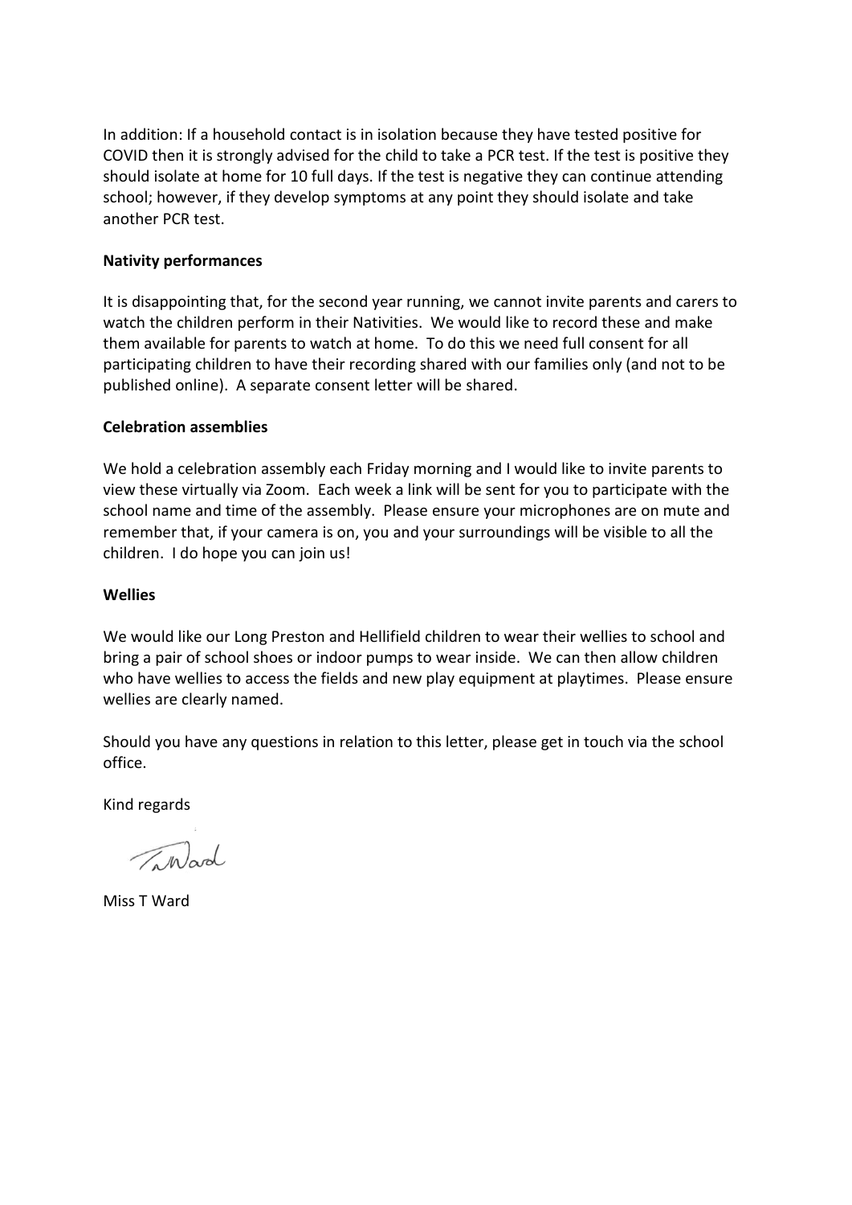In addition: If a household contact is in isolation because they have tested positive for COVID then it is strongly advised for the child to take a PCR test. If the test is positive they should isolate at home for 10 full days. If the test is negative they can continue attending school; however, if they develop symptoms at any point they should isolate and take another PCR test.

**Nativity performances**

It is disappointing that, for the second year running, we cannot invite parents and carers to watch the children perform in their Nativities. We would like to record these and make them available for parents to watch at home. To do this we need full consent for all participating children to have their recording shared with our families only (and not to be published online). A separate consent letter will be shared.

**Celebration assemblies**

We hold a celebration assembly each Friday morning and I would like to invite parents to view these virtually via Zoom. Each week a link will be sent for you to participate with the school name and time of the assembly. Please ensure your microphones are on mute and remember that, if your camera is on, you and your surroundings will be visible to all the children. I do hope you can join us!

**Wellies**

We would like our Long Preston and Hellifield children to wear their wellies to school and bring a pair of school shoes or indoor pumps to wear inside. We can then allow children who have wellies to access the fields and new play equipment at playtimes. Please ensure wellies are clearly named.

Should you have any questions in relation to this letter, please get in touch via the school office.

Kind regards

T Ward

Miss T Ward